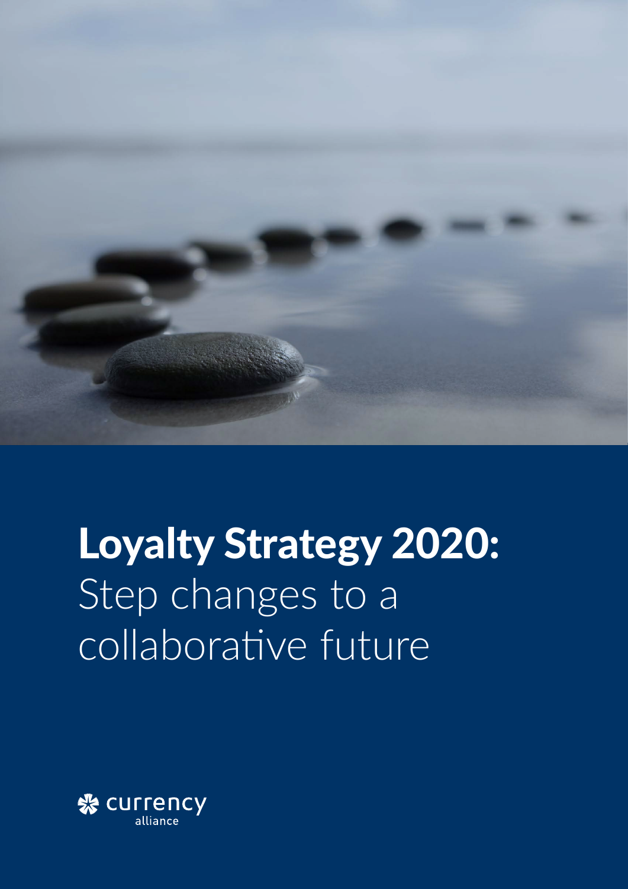# Loyalty Strategy 2020:

Step changes to a collaborative future

currency alliance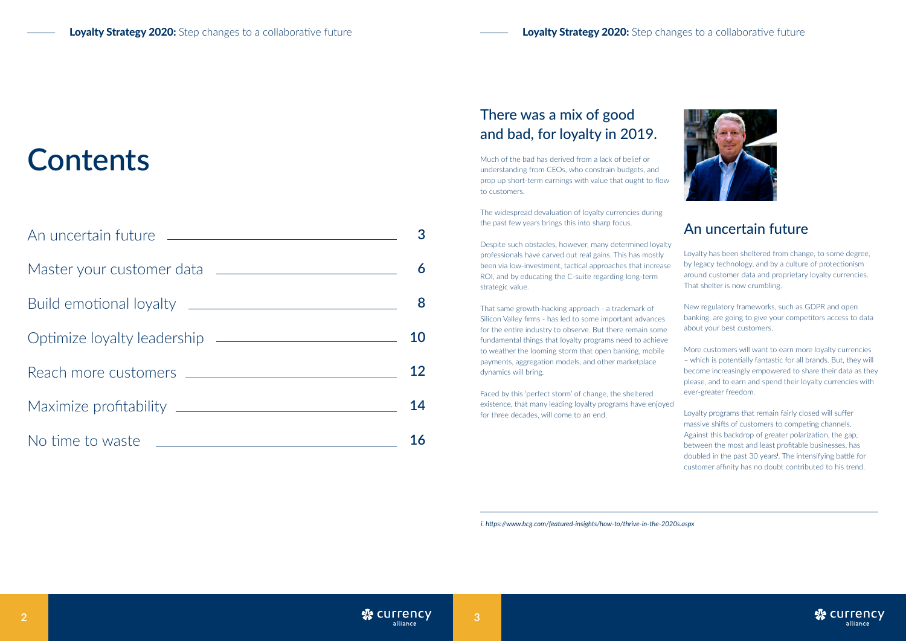# Contents

| | |
|---|---|
| An uncertain future | 3 |
| Master your customer data | 6 |
| Build emotional loyalty | 8 |
| Optimize loyalty leadership | 10 |
| Reach more customers | 12 |
| Maximize profitability | 14 |
| No time to waste | 16 |

## There was a mix of good and bad, for loyalty in 2019.

Much of the bad has derived from a lack of belief or understanding from CEOs, who constrain budgets, and prop up short-term earnings with value that ought to flow to customers.

The widespread devaluation of loyalty currencies during the past few years brings this into sharp focus.

Despite such obstacles, however, many determined loyalty professionals have carved out real gains. This has mostly been via low-investment, tactical approaches that increase ROI, and by educating the C-suite regarding long-term strategic value.

That same growth-hacking approach - a trademark of Silicon Valley firms - has led to some important advances for the entire industry to observe. But there remain some fundamental things that loyalty programs need to achieve to weather the looming storm that open banking, mobile payments, aggregation models, and other marketplace dynamics will bring.

Faced by this 'perfect storm' of change, the sheltered existence, that many leading loyalty programs have enjoyed for three decades, will come to an end.

## An uncertain future

Loyalty has been sheltered from change, to some degree, by legacy technology, and by a culture of protectionism around customer data and proprietary loyalty currencies. That shelter is now crumbling.

New regulatory frameworks, such as GDPR and open banking, are going to give your competitors access to data about your best customers.

More customers will want to earn more loyalty currencies – which is potentially fantastic for all brands. But, they will become increasingly empowered to share their data as they please, and to earn and spend their loyalty currencies with ever-greater freedom.

Loyalty programs that remain fairly closed will suffer massive shifts of customers to competing channels. Against this backdrop of greater polarization, the gap, between the most and least profitable businesses, has doubled in the past 30 years[i]. The intensifying battle for customer affinity has no doubt contributed to his trend.

*i. https://www.bcg.com/featured-insights/how-to/thrive-in-the-2020s.aspx*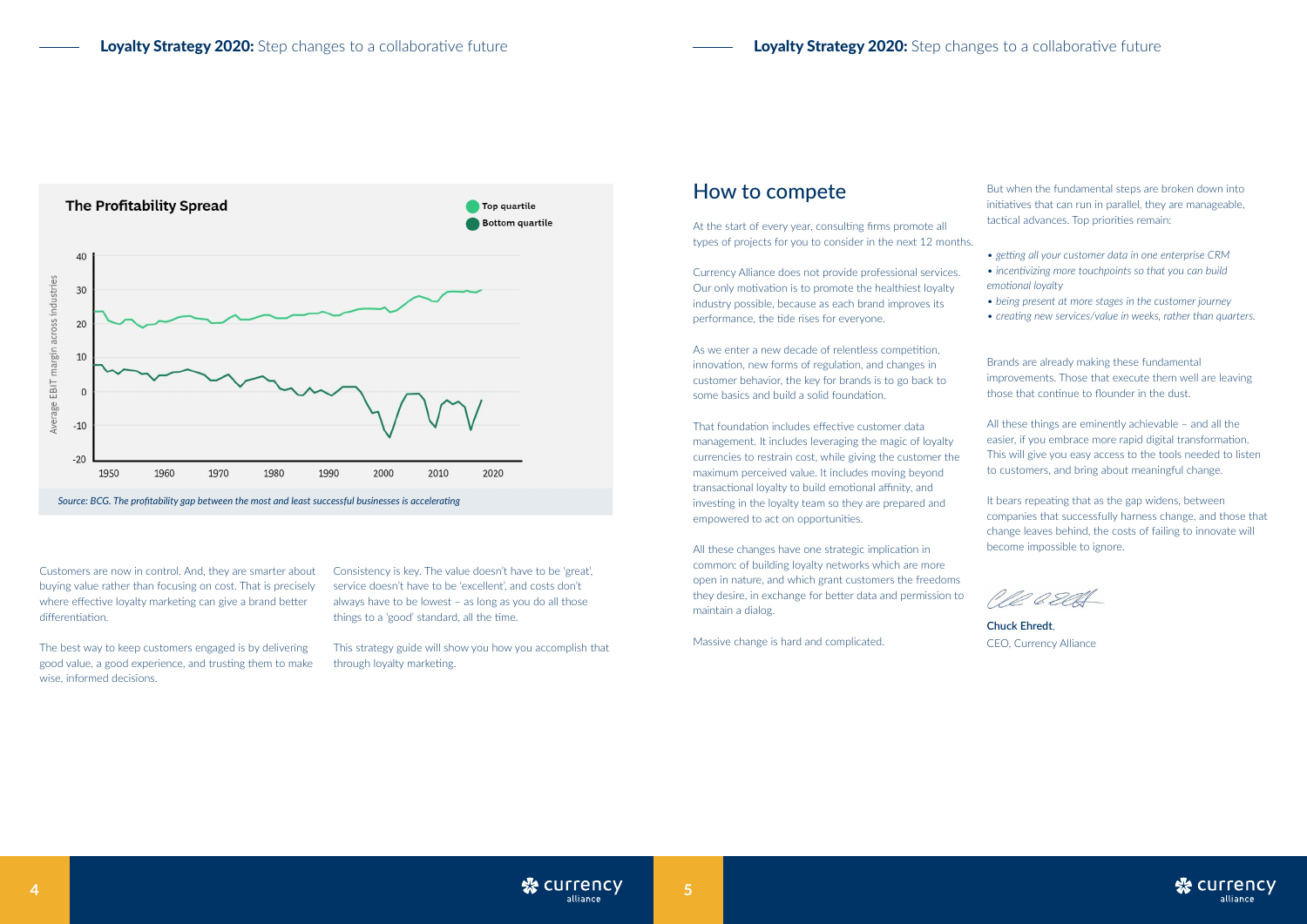**The Profitability Spread**

*Source: BCG. The profitability gap between the most and least successful businesses is accelerating*

Customers are now in control. And, they are smarter about buying value rather than focusing on cost. That is precisely where effective loyalty marketing can give a brand better differentiation.

The best way to keep customers engaged is by delivering good value, a good experience, and trusting them to make wise, informed decisions.

Consistency is key. The value doesn't have to be 'great', service doesn't have to be 'excellent', and costs don't always have to be lowest – as long as you do all those things to a 'good' standard, all the time.

This strategy guide will show you how you accomplish that through loyalty marketing.

## How to compete

At the start of every year, consulting firms promote all types of projects for you to consider in the next 12 months.

Currency Alliance does not provide professional services. Our only motivation is to promote the healthiest loyalty industry possible, because as each brand improves its performance, the tide rises for everyone.

As we enter a new decade of relentless competition, innovation, new forms of regulation, and changes in customer behavior, the key for brands is to go back to some basics and build a solid foundation.

That foundation includes effective customer data management. It includes leveraging the magic of loyalty currencies to restrain cost, while giving the customer the maximum perceived value. It includes moving beyond transactional loyalty to build emotional affinity, and investing in the loyalty team so they are prepared and empowered to act on opportunities.

All these changes have one strategic implication in common: of building loyalty networks which are more open in nature, and which grant customers the freedoms they desire, in exchange for better data and permission to maintain a dialog.

Massive change is hard and complicated.

But when the fundamental steps are broken down into initiatives that can run in parallel, they are manageable, tactical advances. Top priorities remain:

- *getting all your customer data in one enterprise CRM*
- *incentivizing more touchpoints so that you can build emotional loyalty*
- *being present at more stages in the customer journey*
- *creating new services/value in weeks, rather than quarters.*

Brands are already making these fundamental improvements. Those that execute them well are leaving those that continue to flounder in the dust.

All these things are eminently achievable – and all the easier, if you embrace more rapid digital transformation. This will give you easy access to the tools needed to listen to customers, and bring about meaningful change.

It bears repeating that as the gap widens, between companies that successfully harness change, and those that change leaves behind, the costs of failing to innovate will become impossible to ignore.

**Chuck Ehredt**,
CEO, Currency Alliance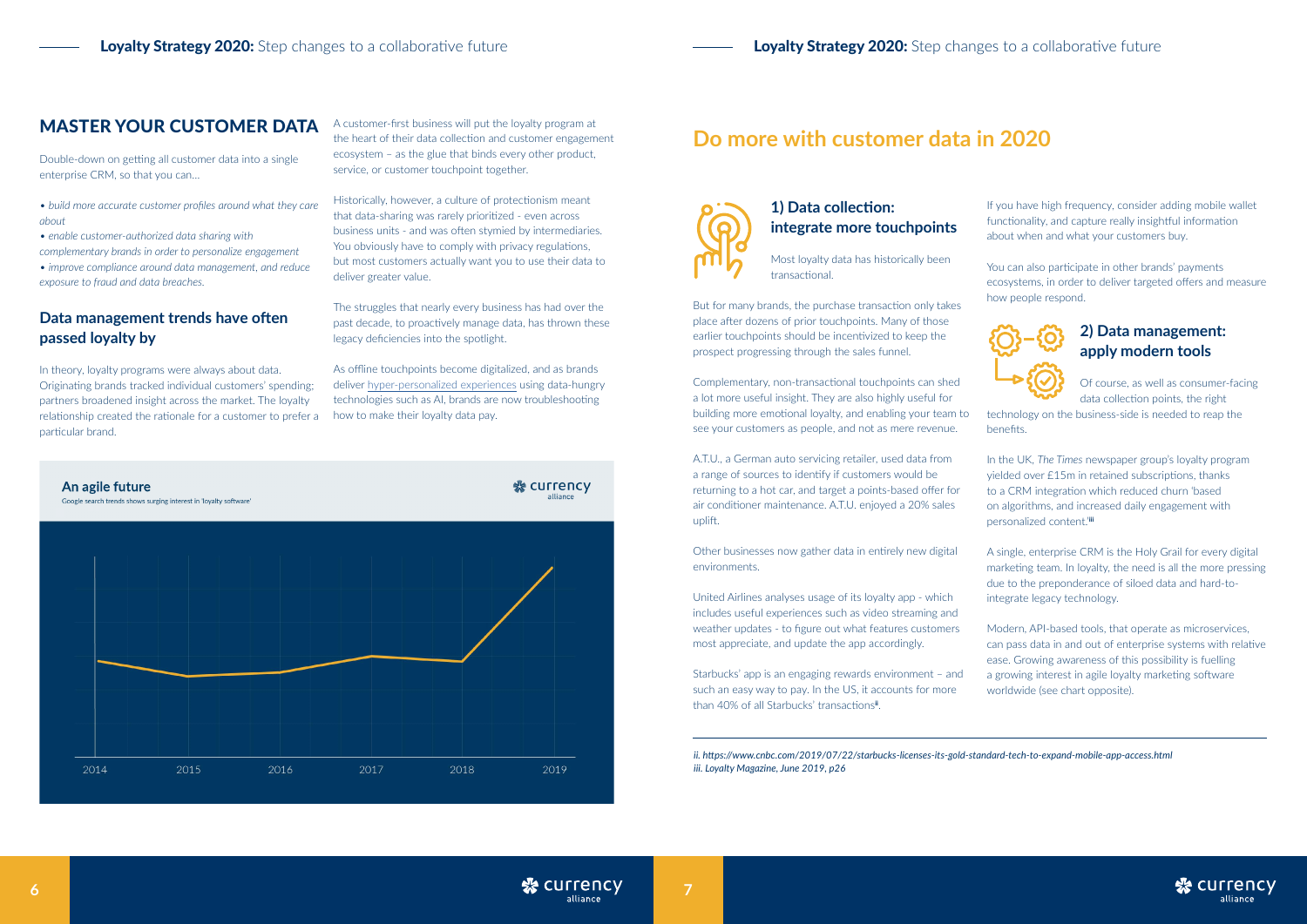## MASTER YOUR CUSTOMER DATA

Double-down on getting all customer data into a single enterprise CRM, so that you can...

- *build more accurate customer profiles around what they care about*
- *enable customer-authorized data sharing with complementary brands in order to personalize engagement*
- *improve compliance around data management, and reduce exposure to fraud and data breaches.*

### Data management trends have often passed loyalty by

In theory, loyalty programs were always about data. Originating brands tracked individual customers' spending; partners broadened insight across the market. The loyalty relationship created the rationale for a customer to prefer a particular brand.

A customer-first business will put the loyalty program at the heart of their data collection and customer engagement ecosystem – as the glue that binds every other product, service, or customer touchpoint together.

Historically, however, a culture of protectionism meant that data-sharing was rarely prioritized - even across business units - and was often stymied by intermediaries. You obviously have to comply with privacy regulations, but most customers actually want you to use their data to deliver greater value.

The struggles that nearly every business has had over the past decade, to proactively manage data, has thrown these legacy deficiencies into the spotlight.

As offline touchpoints become digitalized, and as brands deliver hyper-personalized experiences using data-hungry technologies such as AI, brands are now troubleshooting how to make their loyalty data pay.

**An agile future**

Google search trends shows surging interest in 'loyalty software'

2014 2015 2016 2017 2018 2019

## Do more with customer data in 2020

### 1) Data collection: integrate more touchpoints

Most loyalty data has historically been transactional.

But for many brands, the purchase transaction only takes place after dozens of prior touchpoints. Many of those earlier touchpoints should be incentivized to keep the prospect progressing through the sales funnel.

Complementary, non-transactional touchpoints can shed a lot more useful insight. They are also highly useful for building more emotional loyalty, and enabling your team to see your customers as people, and not as mere revenue.

A.T.U., a German auto servicing retailer, used data from a range of sources to identify if customers would be returning to a hot car, and target a points-based offer for air conditioner maintenance. A.T.U. enjoyed a 20% sales uplift.

Other businesses now gather data in entirely new digital environments.

United Airlines analyses usage of its loyalty app - which includes useful experiences such as video streaming and weather updates - to figure out what features customers most appreciate, and update the app accordingly.

Starbucks' app is an engaging rewards environment – and such an easy way to pay. In the US, it accounts for more than 40% of all Starbucks' transactions[ii].

If you have high frequency, consider adding mobile wallet functionality, and capture really insightful information about when and what your customers buy.

You can also participate in other brands' payments ecosystems, in order to deliver targeted offers and measure how people respond.

### 2) Data management: apply modern tools

Of course, as well as consumer-facing data collection points, the right technology on the business-side is needed to reap the benefits.

In the UK, *The Times* newspaper group's loyalty program yielded over £15m in retained subscriptions, thanks to a CRM integration which reduced churn 'based on algorithms, and increased daily engagement with personalized content.'[iii]

A single, enterprise CRM is the Holy Grail for every digital marketing team. In loyalty, the need is all the more pressing due to the preponderance of siloed data and hard-to-integrate legacy technology.

Modern, API-based tools, that operate as microservices, can pass data in and out of enterprise systems with relative ease. Growing awareness of this possibility is fuelling a growing interest in agile loyalty marketing software worldwide (see chart opposite).

*ii. https://www.cnbc.com/2019/07/22/starbucks-licenses-its-gold-standard-tech-to-expand-mobile-app-access.html*
*iii. Loyalty Magazine, June 2019, p26*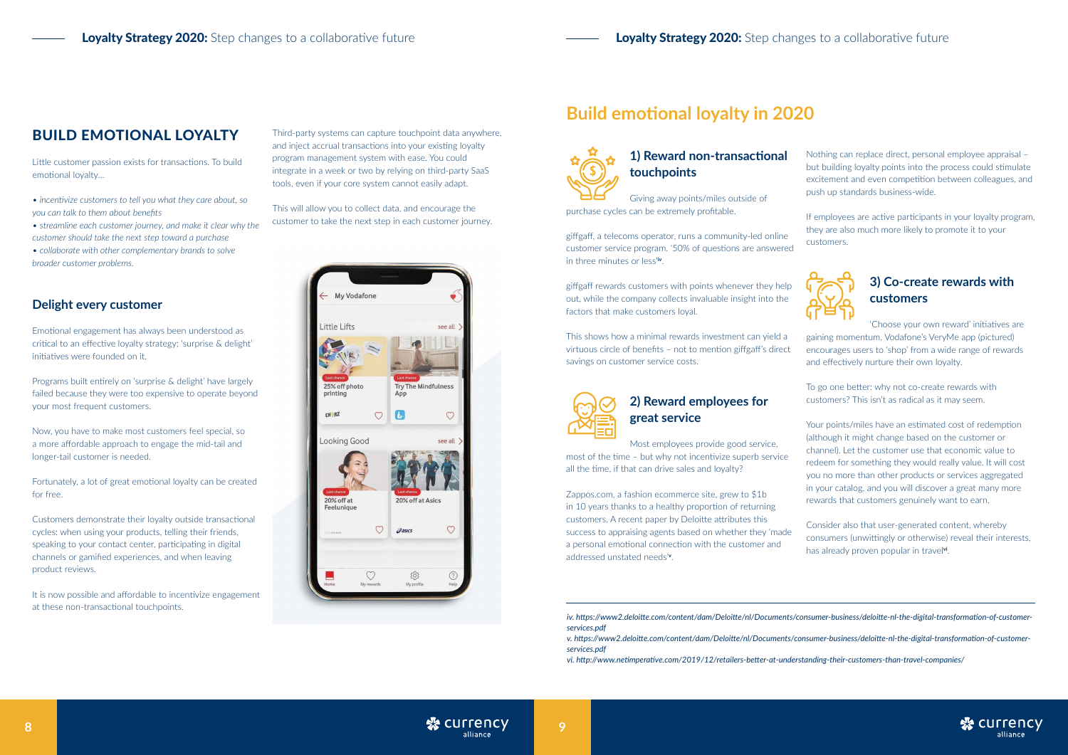## BUILD EMOTIONAL LOYALTY

Little customer passion exists for transactions. To build emotional loyalty...

- *incentivize customers to tell you what they care about, so you can talk to them about benefits*
- *streamline each customer journey, and make it clear why the customer should take the next step toward a purchase*
- *collaborate with other complementary brands to solve broader customer problems.*

### Delight every customer

Emotional engagement has always been understood as critical to an effective loyalty strategy; 'surprise & delight' initiatives were founded on it.

Programs built entirely on 'surprise & delight' have largely failed because they were too expensive to operate beyond your most frequent customers.

Now, you have to make most customers feel special, so a more affordable approach to engage the mid-tail and longer-tail customer is needed.

Fortunately, a lot of great emotional loyalty can be created for free.

Customers demonstrate their loyalty outside transactional cycles: when using your products, telling their friends, speaking to your contact center, participating in digital channels or gamified experiences, and when leaving product reviews.

It is now possible and affordable to incentivize engagement at these non-transactional touchpoints.

Third-party systems can capture touchpoint data anywhere, and inject accrual transactions into your existing loyalty program management system with ease. You could integrate in a week or two by relying on third-party SaaS tools, even if your core system cannot easily adapt.

This will allow you to collect data, and encourage the customer to take the next step in each customer journey.

# Build emotional loyalty in 2020

### 1) Reward non-transactional touchpoints

Giving away points/miles outside of purchase cycles can be extremely profitable.

giffgaff, a telecoms operator, runs a community-led online customer service program. '50% of questions are answered in three minutes or less'[iv].

giffgaff rewards customers with points whenever they help out, while the company collects invaluable insight into the factors that make customers loyal.

This shows how a minimal rewards investment can yield a virtuous circle of benefits – not to mention giffgaff's direct savings on customer service costs.

### 2) Reward employees for great service

Most employees provide good service, most of the time – but why not incentivize superb service all the time, if that can drive sales and loyalty?

Zappos.com, a fashion ecommerce site, grew to $1b in 10 years thanks to a healthy proportion of returning customers. A recent paper by Deloitte attributes this success to appraising agents based on whether they 'made a personal emotional connection with the customer and addressed unstated needs'[v].

Nothing can replace direct, personal employee appraisal – but building loyalty points into the process could stimulate excitement and even competition between colleagues, and push up standards business-wide.

If employees are active participants in your loyalty program, they are also much more likely to promote it to your customers.

### 3) Co-create rewards with customers

'Choose your own reward' initiatives are gaining momentum. Vodafone's VeryMe app (pictured) encourages users to 'shop' from a wide range of rewards and effectively nurture their own loyalty.

To go one better: why not co-create rewards with customers? This isn't as radical as it may seem.

Your points/miles have an estimated cost of redemption (although it might change based on the customer or channel). Let the customer use that economic value to redeem for something they would really value. It will cost you no more than other products or services aggregated in your catalog, and you will discover a great many more rewards that customers genuinely want to earn.

Consider also that user-generated content, whereby consumers (unwittingly or otherwise) reveal their interests, has already proven popular in travel[vi].

---

*iv. https://www2.deloitte.com/content/dam/Deloitte/nl/Documents/consumer-business/deloitte-nl-the-digital-transformation-of-customer-services.pdf*

*v. https://www2.deloitte.com/content/dam/Deloitte/nl/Documents/consumer-business/deloitte-nl-the-digital-transformation-of-customer-services.pdf*

*vi. http://www.netimperative.com/2019/12/retailers-better-at-understanding-their-customers-than-travel-companies/*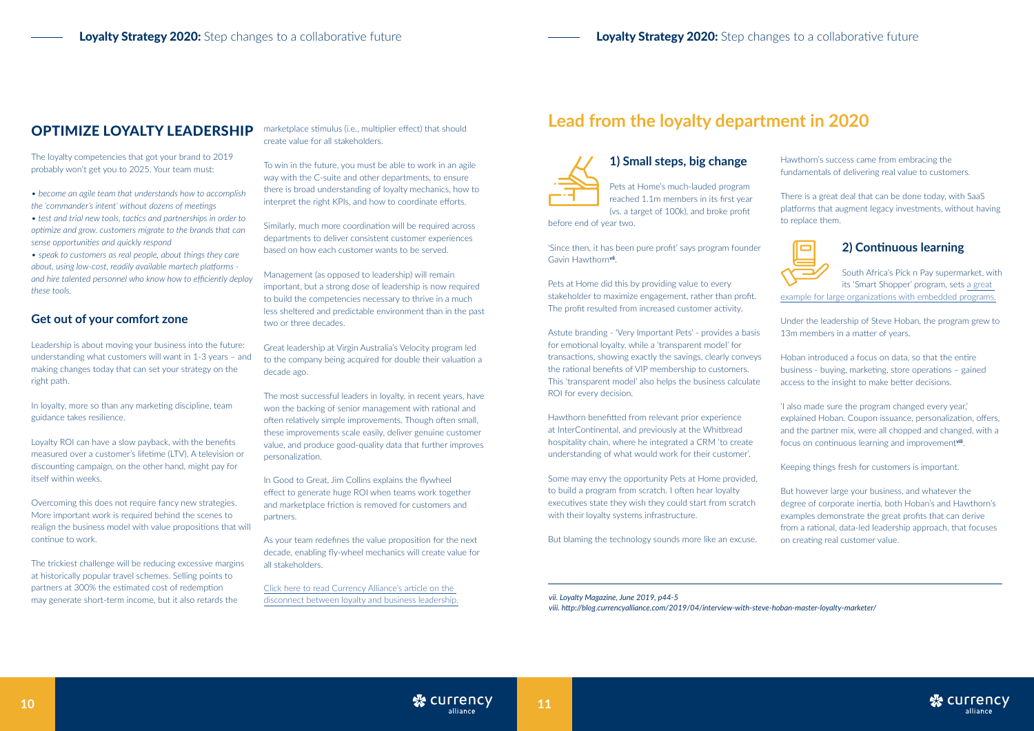## OPTIMIZE LOYALTY LEADERSHIP

The loyalty competencies that got your brand to 2019 probably won't get you to 2025. Your team must:

- *become an agile team that understands how to accomplish the 'commander's intent' without dozens of meetings*
- *test and trial new tools, tactics and partnerships in order to optimize and grow. customers migrate to the brands that can sense opportunities and quickly respond*
- *speak to customers as real people, about things they care about, using low-cost, readily available martech platforms - and hire talented personnel who know how to efficiently deploy these tools.*

### Get out of your comfort zone

Leadership is about moving your business into the future: understanding what customers will want in 1-3 years – and making changes today that can set your strategy on the right path.

In loyalty, more so than any marketing discipline, team guidance takes resilience.

Loyalty ROI can have a slow payback, with the benefits measured over a customer's lifetime (LTV). A television or discounting campaign, on the other hand, might pay for itself within weeks.

Overcoming this does not require fancy new strategies. More important work is required behind the scenes to realign the business model with value propositions that will continue to work.

The trickiest challenge will be reducing excessive margins at historically popular travel schemes. Selling points to partners at 300% the estimated cost of redemption may generate short-term income, but it also retards the marketplace stimulus (i.e., multiplier effect) that should create value for all stakeholders.

To win in the future, you must be able to work in an agile way with the C-suite and other departments, to ensure there is broad understanding of loyalty mechanics, how to interpret the right KPIs, and how to coordinate efforts.

Similarly, much more coordination will be required across departments to deliver consistent customer experiences based on how each customer wants to be served.

Management (as opposed to leadership) will remain important, but a strong dose of leadership is now required to build the competencies necessary to thrive in a much less sheltered and predictable environment than in the past two or three decades.

Great leadership at Virgin Australia's Velocity program led to the company being acquired for double their valuation a decade ago.

The most successful leaders in loyalty, in recent years, have won the backing of senior management with rational and often relatively simple improvements. Though often small, these improvements scale easily, deliver genuine customer value, and produce good-quality data that further improves personalization.

In Good to Great, Jim Collins explains the flywheel effect to generate huge ROI when teams work together and marketplace friction is removed for customers and partners.

As your team redefines the value proposition for the next decade, enabling fly-wheel mechanics will create value for all stakeholders.

Click here to read Currency Alliance's article on the disconnect between loyalty and business leadership.

# Lead from the loyalty department in 2020

### 1) Small steps, big change

Pets at Home's much-lauded program reached 1.1m members in its first year (vs. a target of 100k), and broke profit before end of year two.

'Since then, it has been pure profit' says program founder Gavin Hawthorn[vii].

Pets at Home did this by providing value to every stakeholder to maximize engagement, rather than profit. The profit resulted from increased customer activity.

Astute branding - 'Very Important Pets' - provides a basis for emotional loyalty, while a 'transparent model' for transactions, showing exactly the savings, clearly conveys the rational benefits of VIP membership to customers. This 'transparent model' also helps the business calculate ROI for every decision.

Hawthorn benefitted from relevant prior experience at InterContinental, and previously at the Whitbread hospitality chain, where he integrated a CRM 'to create understanding of what would work for their customer'.

Some may envy the opportunity Pets at Home provided, to build a program from scratch. I often hear loyalty executives state they wish they could start from scratch with their loyalty systems infrastructure.

But blaming the technology sounds more like an excuse.

Hawthorn's success came from embracing the fundamentals of delivering real value to customers.

There is a great deal that can be done today, with SaaS platforms that augment legacy investments, without having to replace them.

### 2) Continuous learning

South Africa's Pick n Pay supermarket, with its 'Smart Shopper' program, sets a great example for large organizations with embedded programs.

Under the leadership of Steve Hoban, the program grew to 13m members in a matter of years.

Hoban introduced a focus on data, so that the entire business - buying, marketing, store operations – gained access to the insight to make better decisions.

'I also made sure the program changed every year,' explained Hoban. Coupon issuance, personalization, offers, and the partner mix, were all chopped and changed, with a focus on continuous learning and improvement[viii].

Keeping things fresh for customers is important.

But however large your business, and whatever the degree of corporate inertia, both Hoban's and Hawthorn's examples demonstrate the great profits that can derive from a rational, data-led leadership approach, that focuses on creating real customer value.

---

*vii. Loyalty Magazine, June 2019, p44-5*
*viii. http://blog.currencyalliance.com/2019/04/interview-with-steve-hoban-master-loyalty-marketer/*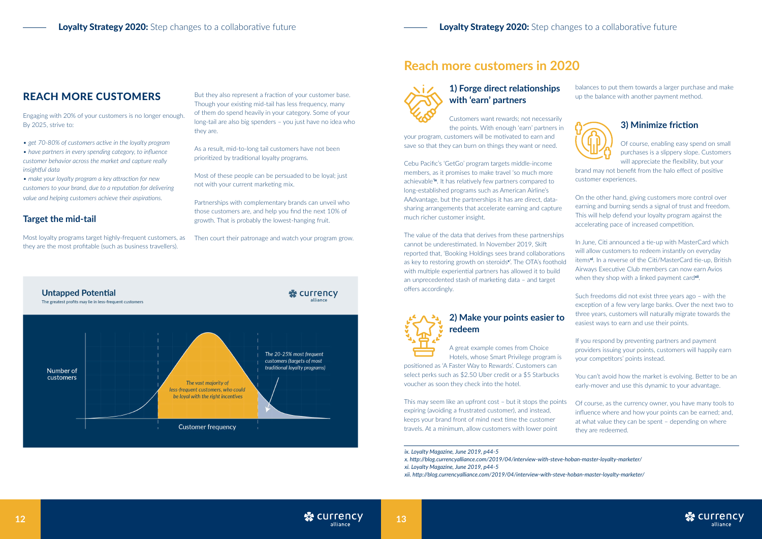## REACH MORE CUSTOMERS

Engaging with 20% of your customers is no longer enough. By 2025, strive to:

- *get 70-80% of customers active in the loyalty program*
- *have partners in every spending category, to influence customer behavior across the market and capture really insightful data*
- *make your loyalty program a key attraction for new customers to your brand, due to a reputation for delivering value and helping customers achieve their aspirations.*

### Target the mid-tail

Most loyalty programs target highly-frequent customers, as they are the most profitable (such as business travellers).

But they also represent a fraction of your customer base. Though your existing mid-tail has less frequency, many of them do spend heavily in your category. Some of your long-tail are also big spenders – you just have no idea who they are.

As a result, mid-to-long tail customers have not been prioritized by traditional loyalty programs.

Most of these people can be persuaded to be loyal; just not with your current marketing mix.

Partnerships with complementary brands can unveil who those customers are, and help you find the next 10% of growth. That is probably the lowest-hanging fruit.

Then court their patronage and watch your program grow.

**Untapped Potential**

The greatest profits may lie in less-frequent customers

Number of customers

*The vast majority of less-frequent customers, who could be loyal with the right incentives*

*The 20-25% most frequent customers (targets of most traditional loyalty programs)*

Customer frequency

# Reach more customers in 2020

### 1) Forge direct relationships with 'earn' partners

Customers want rewards; not necessarily the points. With enough 'earn' partners in your program, customers will be motivated to earn and save so that they can burn on things they want or need.

Cebu Pacific's 'GetGo' program targets middle-income members, as it promises to make travel 'so much more achievable'[ix]. It has relatively few partners compared to long-established programs such as American Airline's AAdvantage, but the partnerships it has are direct, data-sharing arrangements that accelerate earning and capture much richer customer insight.

The value of the data that derives from these partnerships cannot be underestimated. In November 2019, Skift reported that, 'Booking Holdings sees brand collaborations as key to restoring growth on steroids'[x]. The OTA's foothold with multiple experiential partners has allowed it to build an unprecedented stash of marketing data – and target offers accordingly.

### 2) Make your points easier to redeem

A great example comes from Choice Hotels, whose Smart Privilege program is positioned as 'A Faster Way to Rewards'. Customers can select perks such as $2.50 Uber credit or a $5 Starbucks voucher as soon they check into the hotel.

This may seem like an upfront cost – but it stops the points expiring (avoiding a frustrated customer), and instead, keeps your brand front of mind next time the customer travels. At a minimum, allow customers with lower point balances to put them towards a larger purchase and make up the balance with another payment method.

### 3) Minimize friction

Of course, enabling easy spend on small purchases is a slippery slope. Customers will appreciate the flexibility, but your brand may not benefit from the halo effect of positive customer experiences.

On the other hand, giving customers more control over earning and burning sends a signal of trust and freedom. This will help defend your loyalty program against the accelerating pace of increased competition.

In June, Citi announced a tie-up with MasterCard which will allow customers to redeem instantly on everyday items[xi]. In a reverse of the Citi/MasterCard tie-up, British Airways Executive Club members can now earn Avios when they shop with a linked payment card[xii].

Such freedoms did not exist three years ago – with the exception of a few very large banks. Over the next two to three years, customers will naturally migrate towards the easiest ways to earn and use their points.

If you respond by preventing partners and payment providers issuing your points, customers will happily earn your competitors' points instead.

You can't avoid how the market is evolving. Better to be an early-mover and use this dynamic to your advantage.

Of course, as the currency owner, you have many tools to influence where and how your points can be earned; and, at what value they can be spent – depending on where they are redeemed.

---

*ix. Loyalty Magazine, June 2019, p44-5*
*x. http://blog.currencyalliance.com/2019/04/interview-with-steve-hoban-master-loyalty-marketer/*
*xi. Loyalty Magazine, June 2019, p44-5*
*xii. http://blog.currencyalliance.com/2019/04/interview-with-steve-hoban-master-loyalty-marketer/*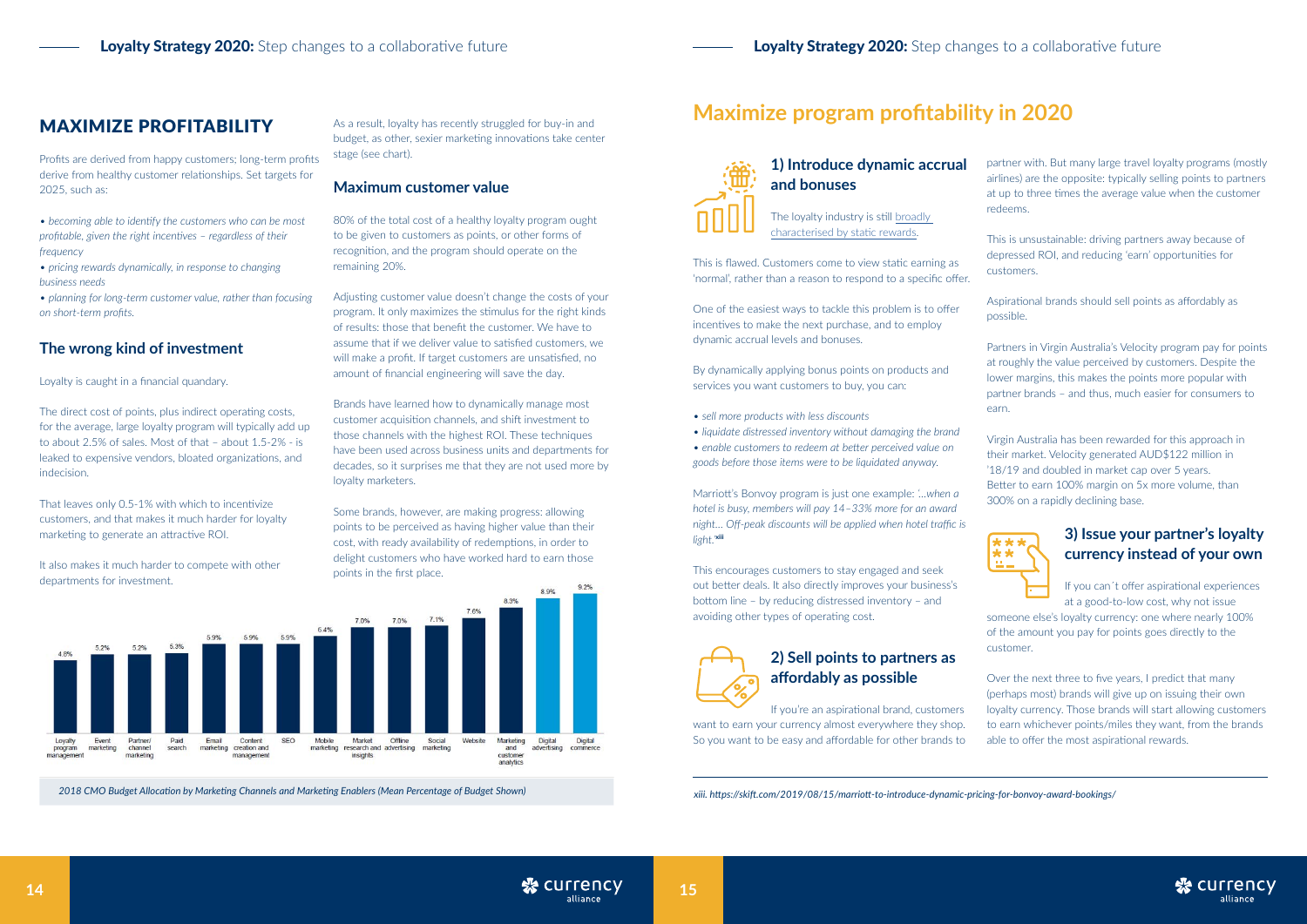## MAXIMIZE PROFITABILITY

Profits are derived from happy customers; long-term profits derive from healthy customer relationships. Set targets for 2025, such as:

- *becoming able to identify the customers who can be most profitable, given the right incentives – regardless of their frequency*
- *pricing rewards dynamically, in response to changing business needs*
- *planning for long-term customer value, rather than focusing on short-term profits.*

### The wrong kind of investment

Loyalty is caught in a financial quandary.

The direct cost of points, plus indirect operating costs, for the average, large loyalty program will typically add up to about 2.5% of sales. Most of that – about 1.5-2% - is leaked to expensive vendors, bloated organizations, and indecision.

That leaves only 0.5-1% with which to incentivize customers, and that makes it much harder for loyalty marketing to generate an attractive ROI.

It also makes it much harder to compete with other departments for investment.

As a result, loyalty has recently struggled for buy-in and budget, as other, sexier marketing innovations take center stage (see chart).

### Maximum customer value

80% of the total cost of a healthy loyalty program ought to be given to customers as points, or other forms of recognition, and the program should operate on the remaining 20%.

Adjusting customer value doesn't change the costs of your program. It only maximizes the stimulus for the right kinds of results: those that benefit the customer. We have to assume that if we deliver value to satisfied customers, we will make a profit. If target customers are unsatisfied, no amount of financial engineering will save the day.

Brands have learned how to dynamically manage most customer acquisition channels, and shift investment to those channels with the highest ROI. These techniques have been used across business units and departments for decades, so it surprises me that they are not used more by loyalty marketers.

Some brands, however, are making progress: allowing points to be perceived as having higher value than their cost, with ready availability of redemptions, in order to delight customers who have worked hard to earn those points in the first place.

| Channel | Mean Percentage of Budget |
|---|---|
| Loyalty program management | 4.8% |
| Event marketing | 5.2% |
| Partner/channel marketing | 5.2% |
| Paid search | 5.3% |
| Email marketing | 5.9% |
| Content creation and management | 5.9% |
| SEO | 5.9% |
| Mobile marketing | 6.4% |
| Market research and insights | 7.0% |
| Offline advertising | 7.0% |
| Social marketing | 7.1% |
| Website | 7.6% |
| Marketing and customer analytics | 8.3% |
| Digital advertising | 8.9% |
| Digital commerce | 9.2% |

*2018 CMO Budget Allocation by Marketing Channels and Marketing Enablers (Mean Percentage of Budget Shown)*

## Maximize program profitability in 2020

### 1) Introduce dynamic accrual and bonuses

The loyalty industry is still broadly characterised by static rewards.

This is flawed. Customers come to view static earning as 'normal', rather than a reason to respond to a specific offer.

One of the easiest ways to tackle this problem is to offer incentives to make the next purchase, and to employ dynamic accrual levels and bonuses.

By dynamically applying bonus points on products and services you want customers to buy, you can:

- *sell more products with less discounts*
- *liquidate distressed inventory without damaging the brand*
- *enable customers to redeem at better perceived value on goods before those items were to be liquidated anyway.*

Marriott's Bonvoy program is just one example: *'...when a hotel is busy, members will pay 14–33% more for an award night... Off-peak discounts will be applied when hotel traffic is light.'*[xiii]

This encourages customers to stay engaged and seek out better deals. It also directly improves your business's bottom line – by reducing distressed inventory – and avoiding other types of operating cost.

### 2) Sell points to partners as affordably as possible

If you're an aspirational brand, customers want to earn your currency almost everywhere they shop. So you want to be easy and affordable for other brands to partner with. But many large travel loyalty programs (mostly airlines) are the opposite: typically selling points to partners at up to three times the average value when the customer redeems.

This is unsustainable: driving partners away because of depressed ROI, and reducing 'earn' opportunities for customers.

Aspirational brands should sell points as affordably as possible.

Partners in Virgin Australia's Velocity program pay for points at roughly the value perceived by customers. Despite the lower margins, this makes the points more popular with partner brands – and thus, much easier for consumers to earn.

Virgin Australia has been rewarded for this approach in their market. Velocity generated AUD$122 million in '18/19 and doubled in market cap over 5 years. Better to earn 100% margin on 5x more volume, than 300% on a rapidly declining base.

### 3) Issue your partner's loyalty currency instead of your own

If you can´t offer aspirational experiences at a good-to-low cost, why not issue someone else's loyalty currency: one where nearly 100% of the amount you pay for points goes directly to the customer.

Over the next three to five years, I predict that many (perhaps most) brands will give up on issuing their own loyalty currency. Those brands will start allowing customers to earn whichever points/miles they want, from the brands able to offer the most aspirational rewards.

*xiii. https://skift.com/2019/08/15/marriott-to-introduce-dynamic-pricing-for-bonvoy-award-bookings/*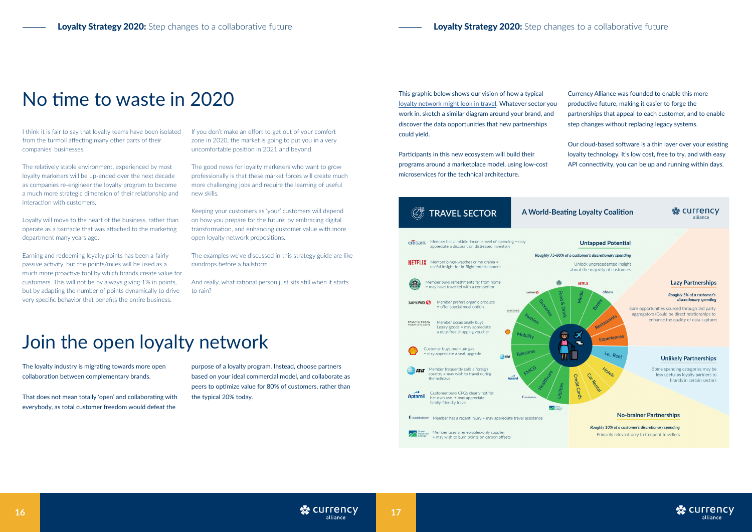# No time to waste in 2020

I think it is fair to say that loyalty teams have been isolated from the turmoil affecting many other parts of their companies' businesses.

The relatively stable environment, experienced by most loyalty marketers will be up-ended over the next decade as companies re-engineer the loyalty program to become a much more strategic dimension of their relationship and interaction with customers.

Loyalty will move to the heart of the business, rather than operate as a barnacle that was attached to the marketing department many years ago.

Earning and redeeming loyalty points has been a fairly passive activity, but the points/miles will be used as a much more proactive tool by which brands create value for customers. This will not be by always giving 1% in points, but by adapting the number of points dynamically to drive very specific behavior that benefits the entire business.

If you don't make an effort to get out of your comfort zone in 2020, the market is going to put you in a very uncomfortable position in 2021 and beyond.

The good news for loyalty marketers who want to grow professionally is that these market forces will create much more challenging jobs and require the learning of useful new skills.

Keeping your customers as 'your' customers will depend on how you prepare for the future: by embracing digital transformation, and enhancing customer value with more open loyalty network propositions.

The examples we've discussed in this strategy guide are like raindrops before a hailstorm.

And really, what rational person just sits still when it starts to rain?

# Join the open loyalty network

The loyalty industry is migrating towards more open collaboration between complementary brands.

That does not mean totally 'open' and collaborating with everybody, as total customer freedom would defeat the purpose of a loyalty program. Instead, choose partners based on your ideal commercial model, and collaborate as peers to optimize value for 80% of customers, rather than the typical 20% today.

This graphic below shows our vision of how a typical loyalty network might look in travel. Whatever sector you work in, sketch a similar diagram around your brand, and discover the data opportunities that new partnerships could yield.

Participants in this new ecosystem will build their programs around a marketplace model, using low-cost microservices for the technical architecture.

Currency Alliance was founded to enable this more productive future, making it easier to forge the partnerships that appeal to each customer, and to enable step changes without replacing legacy systems.

Our cloud-based software is a thin layer over your existing loyalty technology. It's low cost, free to try, and with easy API connectivity, you can be up and running within days.

**TRAVEL SECTOR** — **A World-Beating Loyalty Coalition**

- citibank: Member has a middle-income level of spending = may appreciate a discount on distressed inventory
- NETFLIX: Member binge-watches crime drama = useful insight for in-flight entertainment
- Starbucks: Member buys refreshments far from home = may have travelled with a competitor
- SAFEWAY: Member prefers organic produce = offer special meal option
- MATCHES FASHION.COM: Member occasionally buys luxury goods = may appreciate a duty-free shopping voucher
- Shell: Customer buys premium gas = may appreciate a seat upgrade
- AT&T: Member frequently calls a foreign country = may wish to travel during the holidays
- Aptamil: Customer buys CPGs clearly not for her own use = may appreciate family-friendly travel
- UnitedHealthcare: Member has a recent injury = may appreciate travel assistance
- Green Mountain Energy: Member uses a renewables-only supplier = may wish to burn points on carbon offsets

**Untapped Potential**
*Roughly 75-80% of a customer's discretionary spending*
Unlock unprecedented insight about the majority of customers

**Lazy Partnerships**
*Roughly 5% of a customer's discretionary spending*
Earn opportunities sourced through 3rd party aggregators (Could be direct relationships to enhance the quality of data capture)

**Unlikely Partnerships**
Some spending categories may be less useful as loyalty partners to brands in certain sectors

**No-brainer Partnerships**
*Roughly 10% of a customer's discretionary spending*
Primarily relevant only to frequent travellers

Food & Drink, Media, Banks, Groceries, Fashion, Mobility, Telecoms, FMCG, Healthcare, Utilities, Credit Cards, Car Rental, Hotels, i.e., Rent, Experiences, Restaurants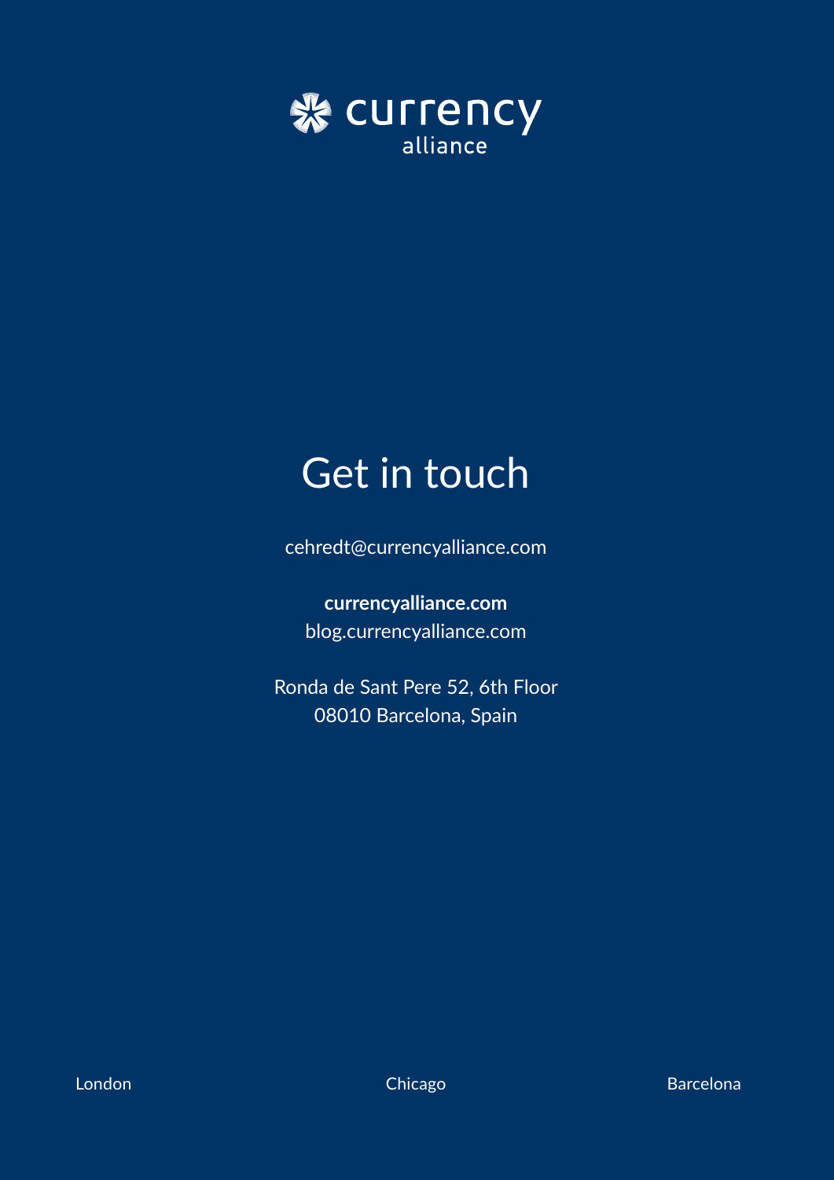currency alliance

# Get in touch

cehredt@currencyalliance.com

**currencyalliance.com**
blog.currencyalliance.com

Ronda de Sant Pere 52, 6th Floor
08010 Barcelona, Spain

London

Chicago

Barcelona